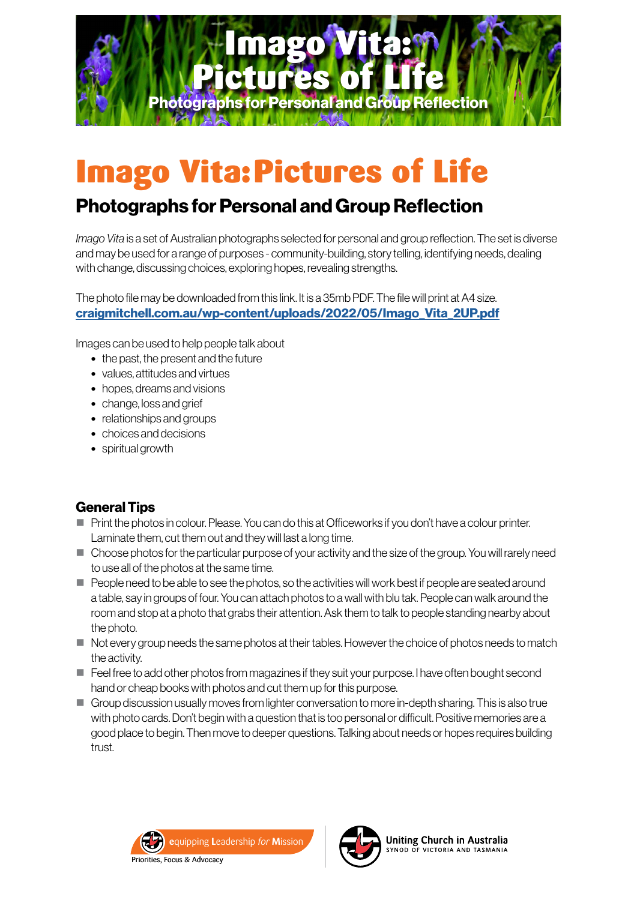# Imago Vita: Pictures of Life

## Photographs for Personal and Group Reflection

*Imago Vita* is a set of Australian photographs selected for personal and group reflection. The set is diverse and may be used for a range of purposes - community-building, story telling, identifying needs, dealing with change, discussing choices, exploring hopes, revealing strengths.

The photo file may be downloaded from this link. It is a 35mb PDF. The file will print at A4 size.
**craigmitchell.com.au/wp-content/uploads/2022/05/Imago_Vita_2UP.pdf**

Images can be used to help people talk about

- the past, the present and the future
- values, attitudes and virtues
- hopes, dreams and visions
- change, loss and grief
- relationships and groups
- choices and decisions
- spiritual growth

### General Tips

- Print the photos in colour. Please. You can do this at Officeworks if you don't have a colour printer. Laminate them, cut them out and they will last a long time.
- Choose photos for the particular purpose of your activity and the size of the group. You will rarely need to use all of the photos at the same time.
- People need to be able to see the photos, so the activities will work best if people are seated around a table, say in groups of four. You can attach photos to a wall with blu tak. People can walk around the room and stop at a photo that grabs their attention. Ask them to talk to people standing nearby about the photo.
- Not every group needs the same photos at their tables. However the choice of photos needs to match the activity.
- Feel free to add other photos from magazines if they suit your purpose. I have often bought second hand or cheap books with photos and cut them up for this purpose.
- Group discussion usually moves from lighter conversation to more in-depth sharing. This is also true with photo cards. Don't begin with a question that is too personal or difficult. Positive memories are a good place to begin. Then move to deeper questions. Talking about needs or hopes requires building trust.

equipping Leadership *for* Mission
Priorities, Focus & Advocacy

Uniting Church in Australia
SYNOD OF VICTORIA AND TASMANIA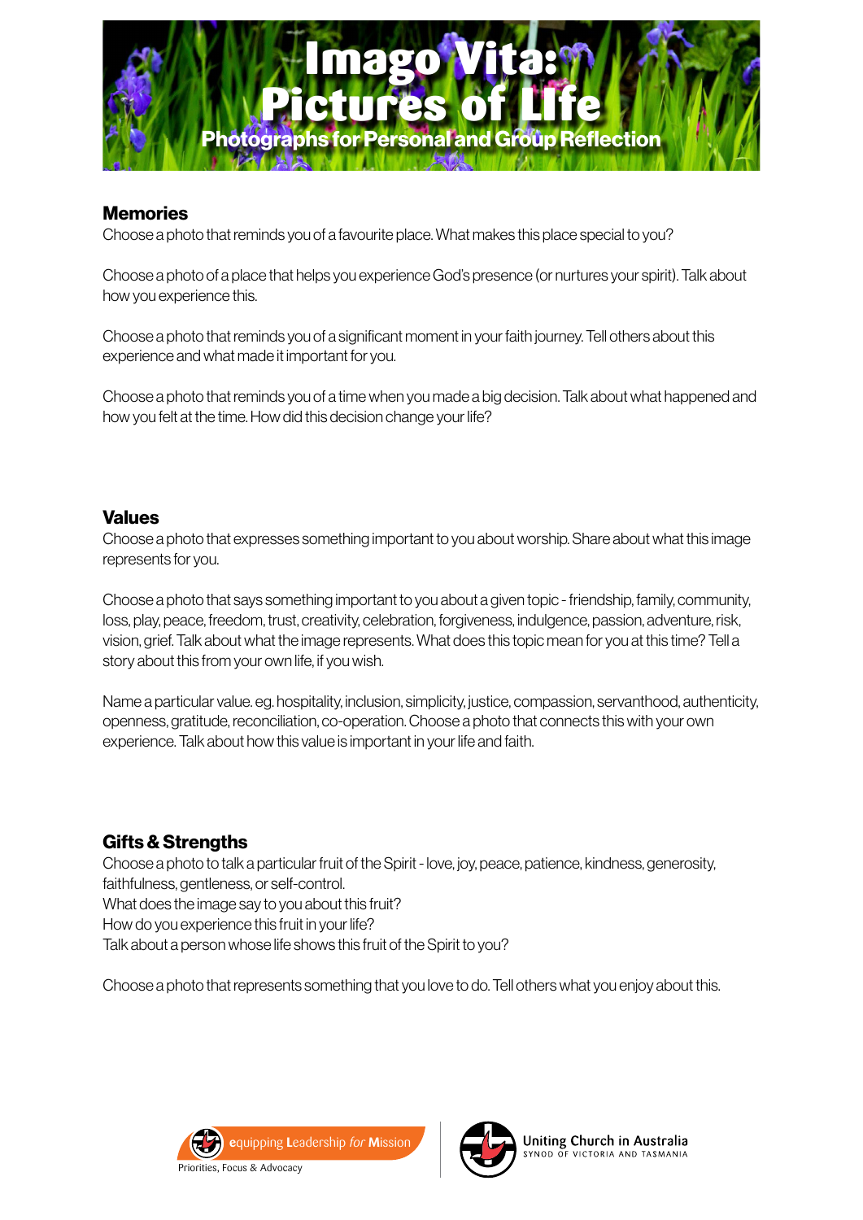# Imago Vita: Pictures of LIfe

## Photographs for Personal and Group Reflection

### Memories

Choose a photo that reminds you of a favourite place. What makes this place special to you?

Choose a photo of a place that helps you experience God's presence (or nurtures your spirit). Talk about how you experience this.

Choose a photo that reminds you of a significant moment in your faith journey. Tell others about this experience and what made it important for you.

Choose a photo that reminds you of a time when you made a big decision. Talk about what happened and how you felt at the time. How did this decision change your life?

### Values

Choose a photo that expresses something important to you about worship. Share about what this image represents for you.

Choose a photo that says something important to you about a given topic - friendship, family, community, loss, play, peace, freedom, trust, creativity, celebration, forgiveness, indulgence, passion, adventure, risk, vision, grief. Talk about what the image represents. What does this topic mean for you at this time? Tell a story about this from your own life, if you wish.

Name a particular value. eg. hospitality, inclusion, simplicity, justice, compassion, servanthood, authenticity, openness, gratitude, reconciliation, co-operation. Choose a photo that connects this with your own experience. Talk about how this value is important in your life and faith.

### Gifts & Strengths

Choose a photo to talk a particular fruit of the Spirit - love, joy, peace, patience, kindness, generosity, faithfulness, gentleness, or self-control.
What does the image say to you about this fruit?
How do you experience this fruit in your life?
Talk about a person whose life shows this fruit of the Spirit to you?

Choose a photo that represents something that you love to do. Tell others what you enjoy about this.

equipping Leadership *for* Mission
Priorities, Focus & Advocacy

Uniting Church in Australia
SYNOD OF VICTORIA AND TASMANIA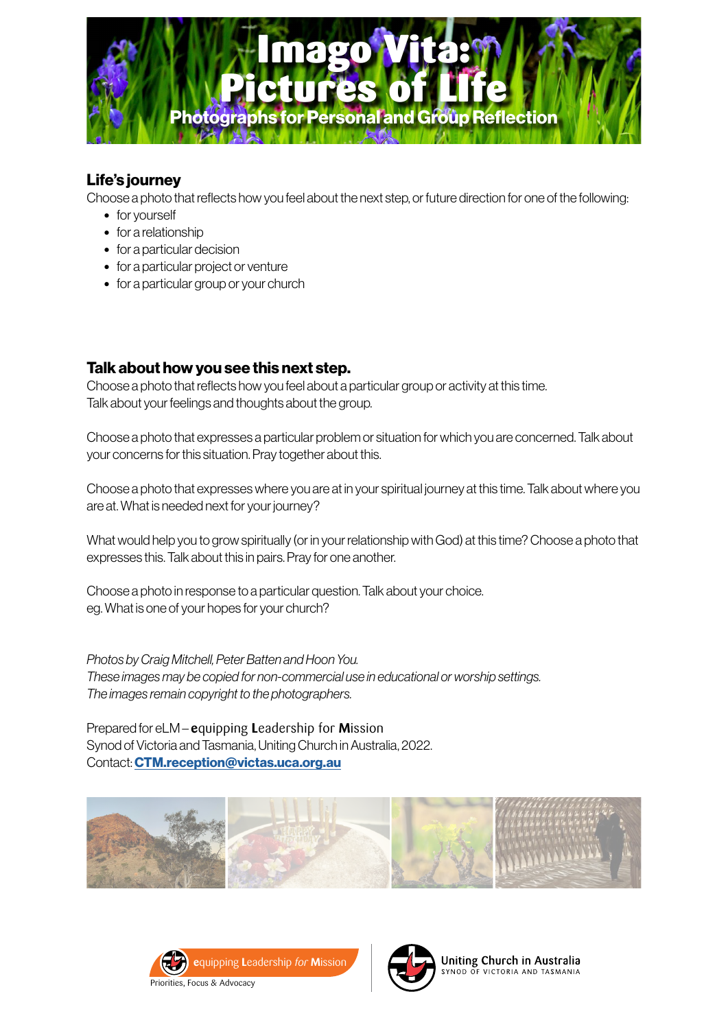# Imago Vita: Pictures of Life

Photographs for Personal and Group Reflection

### Life's journey

Choose a photo that reflects how you feel about the next step, or future direction for one of the following:

- for yourself
- for a relationship
- for a particular decision
- for a particular project or venture
- for a particular group or your church

### Talk about how you see this next step.

Choose a photo that reflects how you feel about a particular group or activity at this time.
Talk about your feelings and thoughts about the group.

Choose a photo that expresses a particular problem or situation for which you are concerned. Talk about your concerns for this situation. Pray together about this.

Choose a photo that expresses where you are at in your spiritual journey at this time. Talk about where you are at. What is needed next for your journey?

What would help you to grow spiritually (or in your relationship with God) at this time? Choose a photo that expresses this. Talk about this in pairs. Pray for one another.

Choose a photo in response to a particular question. Talk about your choice.
eg. What is one of your hopes for your church?

*Photos by Craig Mitchell, Peter Batten and Hoon You.*
*These images may be copied for non-commercial use in educational or worship settings.*
*The images remain copyright to the photographers.*

Prepared for eLM – **e**quipping **L**eadership for **M**ission
Synod of Victoria and Tasmania, Uniting Church in Australia, 2022.
Contact: **CTM.reception@victas.uca.org.au**

equipping Leadership *for* Mission
Priorities, Focus & Advocacy

Uniting Church in Australia
SYNOD OF VICTORIA AND TASMANIA